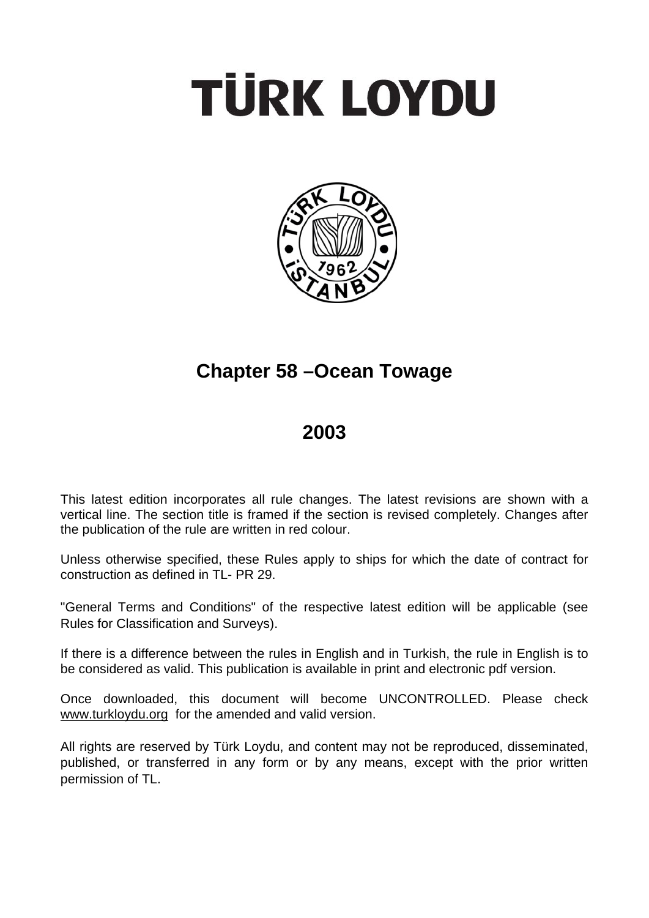# TÜRK LOYDU

## Chapter 58 –Ocean Towage

## 2003

This latest edition incorporates all rule changes. The latest revisions are shown with a vertical line. The section title is framed if the section is revised completely. Changes after the publication of the rule are written in red colour.

Unless otherwise specified, these Rules apply to ships for which the date of contract for construction as defined in TL- PR 29.

"General Terms and Conditions" of the respective latest edition will be applicable (see Rules for Classification and Surveys).

If there is a difference between the rules in English and in Turkish, the rule in English is to be considered as valid. This publication is available in print and electronic pdf version.

Once downloaded, this document will become UNCONTROLLED. Please check www.turkloydu.org for the amended and valid version.

All rights are reserved by Türk Loydu, and content may not be reproduced, disseminated, published, or transferred in any form or by any means, except with the prior written permission of TL.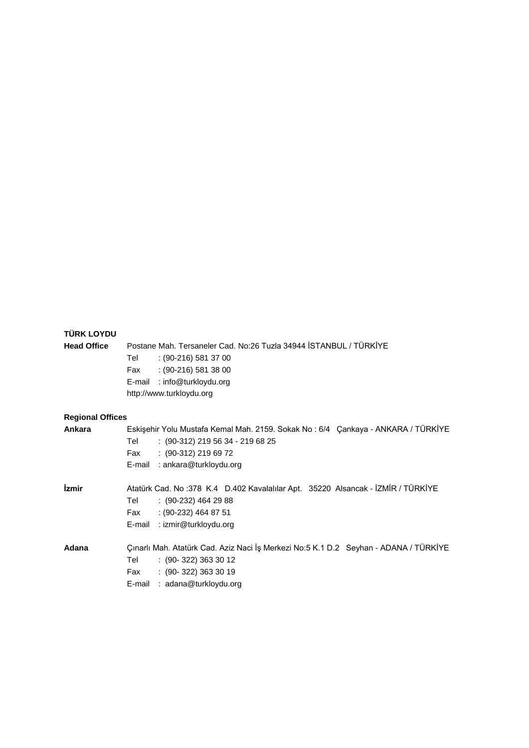**TÜRK LOYDU**

**Head Office** Postane Mah. Tersaneler Cad. No:26 Tuzla 34944 İSTANBUL / TÜRKİYE
Tel : (90-216) 581 37 00
Fax : (90-216) 581 38 00
E-mail : info@turkloydu.org
http://www.turkloydu.org

**Regional Offices**

**Ankara** Eskişehir Yolu Mustafa Kemal Mah. 2159. Sokak No : 6/4 Çankaya - ANKARA / TÜRKİYE
Tel : (90-312) 219 56 34 - 219 68 25
Fax : (90-312) 219 69 72
E-mail : ankara@turkloydu.org

**İzmir** Atatürk Cad. No :378 K.4 D.402 Kavalalılar Apt. 35220 Alsancak - İZMİR / TÜRKİYE
Tel : (90-232) 464 29 88
Fax : (90-232) 464 87 51
E-mail : izmir@turkloydu.org

**Adana** Çınarlı Mah. Atatürk Cad. Aziz Naci İş Merkezi No:5 K.1 D.2 Seyhan - ADANA / TÜRKİYE
Tel : (90- 322) 363 30 12
Fax : (90- 322) 363 30 19
E-mail : adana@turkloydu.org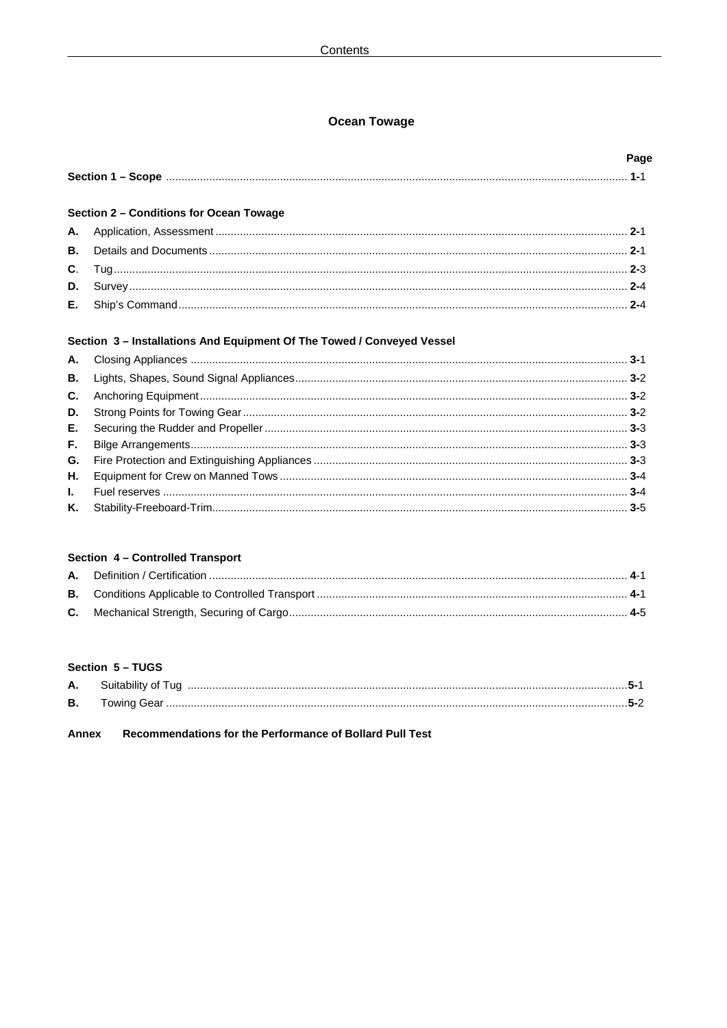# Ocean Towage

| | | Page |
|---|---|---|
| **Section 1 – Scope** | | **1-**1 |
| **Section 2 – Conditions for Ocean Towage** | | |
| **A.** | Application, Assessment | **2-**1 |
| **B.** | Details and Documents | **2-**1 |
| **C.** | Tug | **2-**3 |
| **D.** | Survey | **2-**4 |
| **E.** | Ship's Command | **2-**4 |
| **Section 3 – Installations And Equipment Of The Towed / Conveyed Vessel** | | |
| **A.** | Closing Appliances | **3-**1 |
| **B.** | Lights, Shapes, Sound Signal Appliances | **3-**2 |
| **C.** | Anchoring Equipment | **3-**2 |
| **D.** | Strong Points for Towing Gear | **3-**2 |
| **E.** | Securing the Rudder and Propeller | **3-**3 |
| **F.** | Bilge Arrangements | **3-**3 |
| **G.** | Fire Protection and Extinguishing Appliances | **3-**3 |
| **H.** | Equipment for Crew on Manned Tows | **3-**4 |
| **I.** | Fuel reserves | **3-**4 |
| **K.** | Stability-Freeboard-Trim | **3-**5 |
| **Section 4 – Controlled Transport** | | |
| **A.** | Definition / Certification | **4-**1 |
| **B.** | Conditions Applicable to Controlled Transport | **4-**1 |
| **C.** | Mechanical Strength, Securing of Cargo | **4-**5 |
| **Section 5 – TUGS** | | |
| **A.** | Suitability of Tug | **5-**1 |
| **B.** | Towing Gear | **5-**2 |
| **Annex** | **Recommendations for the Performance of Bollard Pull Test** | |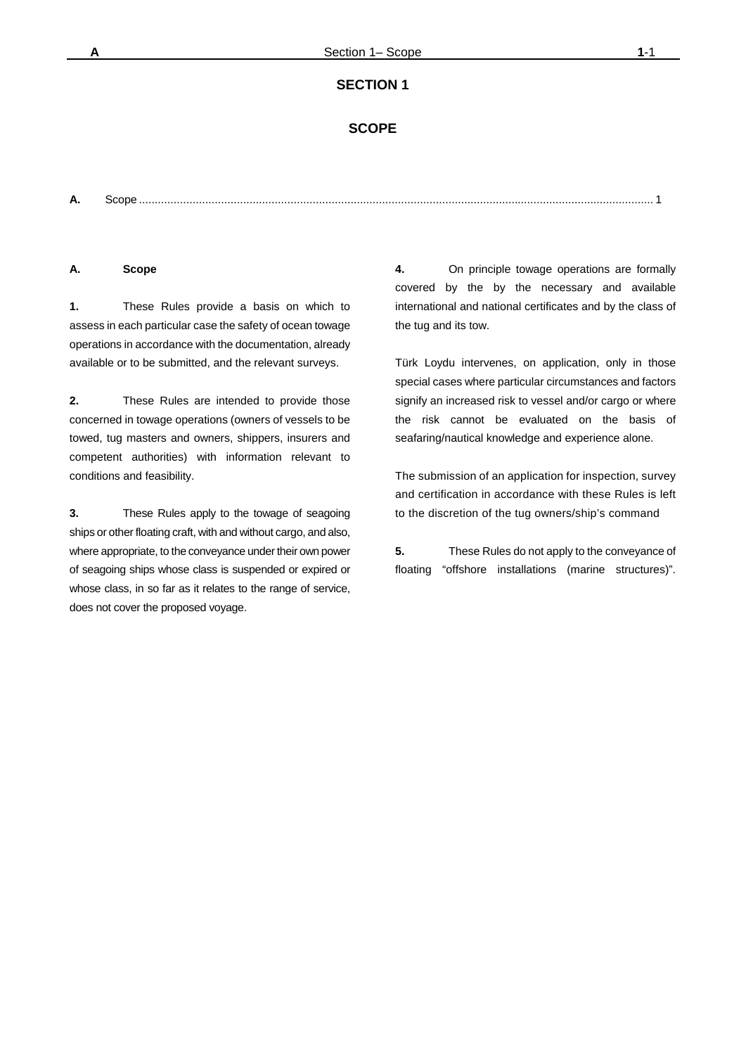# SECTION 1

# SCOPE

**A.** Scope ........................................................................................................................................................................ 1

## A. Scope

**1.** These Rules provide a basis on which to assess in each particular case the safety of ocean towage operations in accordance with the documentation, already available or to be submitted, and the relevant surveys.

**2.** These Rules are intended to provide those concerned in towage operations (owners of vessels to be towed, tug masters and owners, shippers, insurers and competent authorities) with information relevant to conditions and feasibility.

**3.** These Rules apply to the towage of seagoing ships or other floating craft, with and without cargo, and also, where appropriate, to the conveyance under their own power of seagoing ships whose class is suspended or expired or whose class, in so far as it relates to the range of service, does not cover the proposed voyage.

**4.** On principle towage operations are formally covered by the by the necessary and available international and national certificates and by the class of the tug and its tow.

Türk Loydu intervenes, on application, only in those special cases where particular circumstances and factors signify an increased risk to vessel and/or cargo or where the risk cannot be evaluated on the basis of seafaring/nautical knowledge and experience alone.

The submission of an application for inspection, survey and certification in accordance with these Rules is left to the discretion of the tug owners/ship's command

**5.** These Rules do not apply to the conveyance of floating "offshore installations (marine structures)".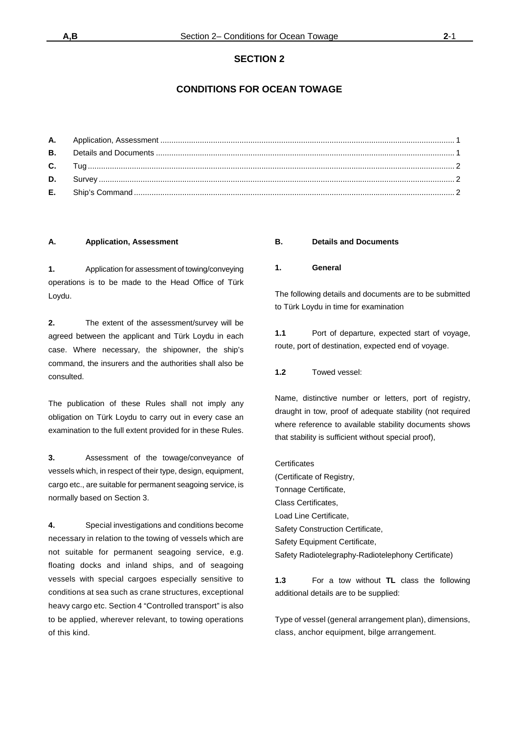# SECTION 2

# CONDITIONS FOR OCEAN TOWAGE

| | | |
|---|---|---|
| **A.** | Application, Assessment | 1 |
| **B.** | Details and Documents | 1 |
| **C.** | Tug | 2 |
| **D.** | Survey | 2 |
| **E.** | Ship's Command | 2 |

## A. Application, Assessment

**1.** Application for assessment of towing/conveying operations is to be made to the Head Office of Türk Loydu.

**2.** The extent of the assessment/survey will be agreed between the applicant and Türk Loydu in each case. Where necessary, the shipowner, the ship's command, the insurers and the authorities shall also be consulted.

The publication of these Rules shall not imply any obligation on Türk Loydu to carry out in every case an examination to the full extent provided for in these Rules.

**3.** Assessment of the towage/conveyance of vessels which, in respect of their type, design, equipment, cargo etc., are suitable for permanent seagoing service, is normally based on Section 3.

**4.** Special investigations and conditions become necessary in relation to the towing of vessels which are not suitable for permanent seagoing service, e.g. floating docks and inland ships, and of seagoing vessels with special cargoes especially sensitive to conditions at sea such as crane structures, exceptional heavy cargo etc. Section 4 "Controlled transport" is also to be applied, wherever relevant, to towing operations of this kind.

## B. Details and Documents

### 1. General

The following details and documents are to be submitted to Türk Loydu in time for examination

**1.1** Port of departure, expected start of voyage, route, port of destination, expected end of voyage.

**1.2** Towed vessel:

Name, distinctive number or letters, port of registry, draught in tow, proof of adequate stability (not required where reference to available stability documents shows that stability is sufficient without special proof),

Certificates
(Certificate of Registry,
Tonnage Certificate,
Class Certificates,
Load Line Certificate,
Safety Construction Certificate,
Safety Equipment Certificate,
Safety Radiotelegraphy-Radiotelephony Certificate)

**1.3** For a tow without **TL** class the following additional details are to be supplied:

Type of vessel (general arrangement plan), dimensions, class, anchor equipment, bilge arrangement.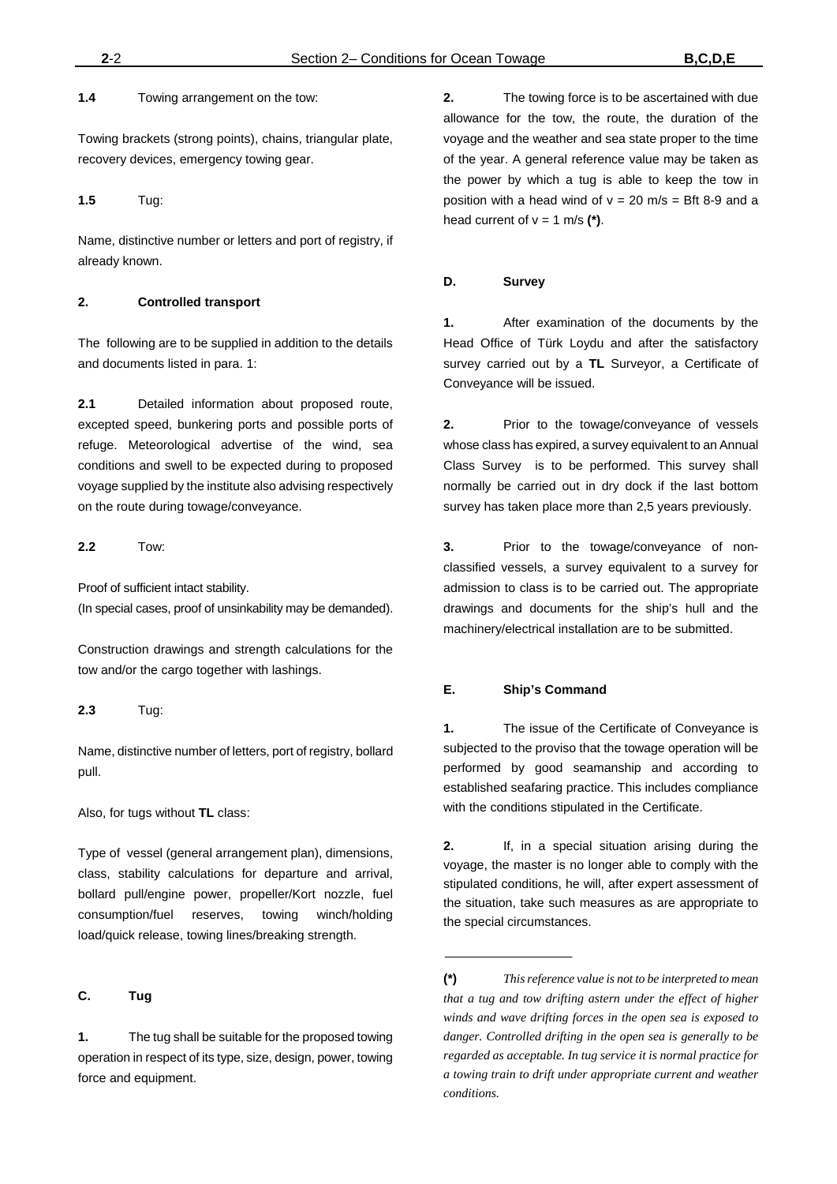**1.4** Towing arrangement on the tow:

Towing brackets (strong points), chains, triangular plate, recovery devices, emergency towing gear.

**1.5** Tug:

Name, distinctive number or letters and port of registry, if already known.

**2. Controlled transport**

The following are to be supplied in addition to the details and documents listed in para. 1:

**2.1** Detailed information about proposed route, excepted speed, bunkering ports and possible ports of refuge. Meteorological advertise of the wind, sea conditions and swell to be expected during to proposed voyage supplied by the institute also advising respectively on the route during towage/conveyance.

**2.2** Tow:

Proof of sufficient intact stability.
(In special cases, proof of unsinkability may be demanded).

Construction drawings and strength calculations for the tow and/or the cargo together with lashings.

**2.3** Tug:

Name, distinctive number of letters, port of registry, bollard pull.

Also, for tugs without **TL** class:

Type of vessel (general arrangement plan), dimensions, class, stability calculations for departure and arrival, bollard pull/engine power, propeller/Kort nozzle, fuel consumption/fuel reserves, towing winch/holding load/quick release, towing lines/breaking strength.

## C. Tug

**1.** The tug shall be suitable for the proposed towing operation in respect of its type, size, design, power, towing force and equipment.

**2.** The towing force is to be ascertained with due allowance for the tow, the route, the duration of the voyage and the weather and sea state proper to the time of the year. A general reference value may be taken as the power by which a tug is able to keep the tow in position with a head wind of v = 20 m/s = Bft 8-9 and a head current of v = 1 m/s **(*)**.

## D. Survey

**1.** After examination of the documents by the Head Office of Türk Loydu and after the satisfactory survey carried out by a **TL** Surveyor, a Certificate of Conveyance will be issued.

**2.** Prior to the towage/conveyance of vessels whose class has expired, a survey equivalent to an Annual Class Survey is to be performed. This survey shall normally be carried out in dry dock if the last bottom survey has taken place more than 2,5 years previously.

**3.** Prior to the towage/conveyance of non-classified vessels, a survey equivalent to a survey for admission to class is to be carried out. The appropriate drawings and documents for the ship's hull and the machinery/electrical installation are to be submitted.

## E. Ship's Command

**1.** The issue of the Certificate of Conveyance is subjected to the proviso that the towage operation will be performed by good seamanship and according to established seafaring practice. This includes compliance with the conditions stipulated in the Certificate.

**2.** If, in a special situation arising during the voyage, the master is no longer able to comply with the stipulated conditions, he will, after expert assessment of the situation, take such measures as are appropriate to the special circumstances.

---

**(*)** *This reference value is not to be interpreted to mean that a tug and tow drifting astern under the effect of higher winds and wave drifting forces in the open sea is exposed to danger. Controlled drifting in the open sea is generally to be regarded as acceptable. In tug service it is normal practice for a towing train to drift under appropriate current and weather conditions.*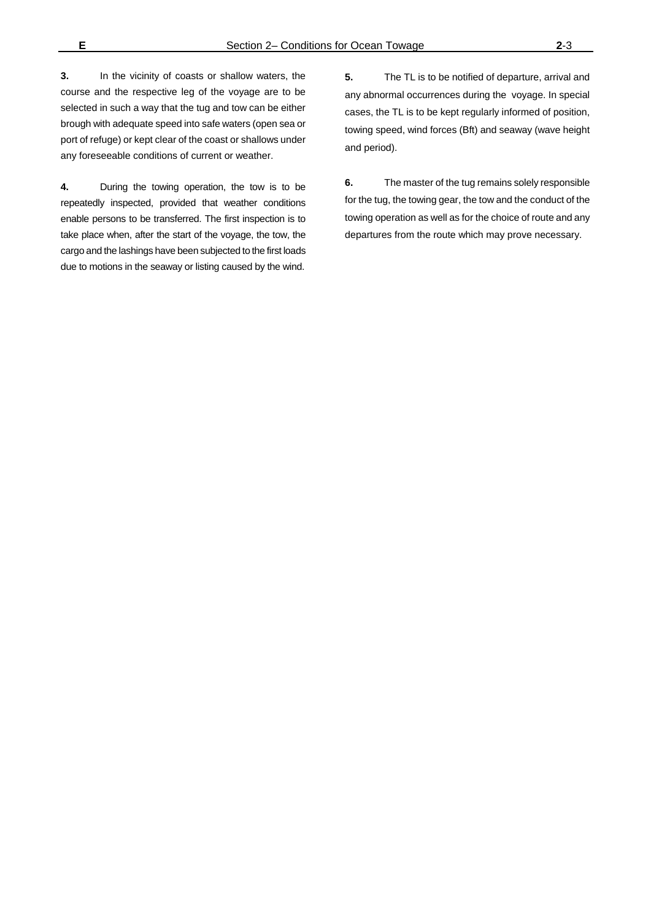**3.** In the vicinity of coasts or shallow waters, the course and the respective leg of the voyage are to be selected in such a way that the tug and tow can be either brough with adequate speed into safe waters (open sea or port of refuge) or kept clear of the coast or shallows under any foreseeable conditions of current or weather.

**4.** During the towing operation, the tow is to be repeatedly inspected, provided that weather conditions enable persons to be transferred. The first inspection is to take place when, after the start of the voyage, the tow, the cargo and the lashings have been subjected to the first loads due to motions in the seaway or listing caused by the wind.

**5.** The TL is to be notified of departure, arrival and any abnormal occurrences during the voyage. In special cases, the TL is to be kept regularly informed of position, towing speed, wind forces (Bft) and seaway (wave height and period).

**6.** The master of the tug remains solely responsible for the tug, the towing gear, the tow and the conduct of the towing operation as well as for the choice of route and any departures from the route which may prove necessary.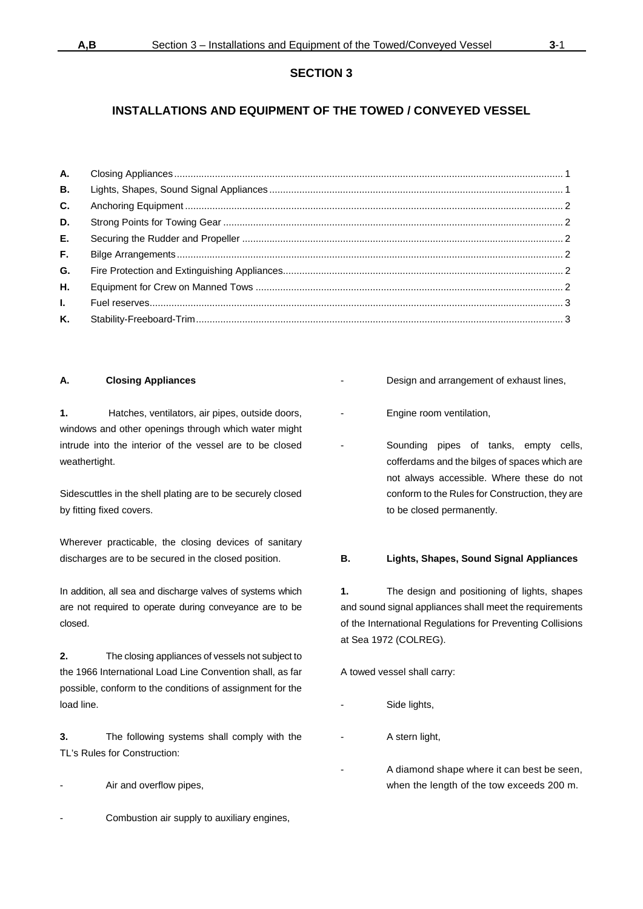# SECTION 3

## INSTALLATIONS AND EQUIPMENT OF THE TOWED / CONVEYED VESSEL

| | | |
|---|---|---|
| **A.** | Closing Appliances | 1 |
| **B.** | Lights, Shapes, Sound Signal Appliances | 1 |
| **C.** | Anchoring Equipment | 2 |
| **D.** | Strong Points for Towing Gear | 2 |
| **E.** | Securing the Rudder and Propeller | 2 |
| **F.** | Bilge Arrangements | 2 |
| **G.** | Fire Protection and Extinguishing Appliances | 2 |
| **H.** | Equipment for Crew on Manned Tows | 2 |
| **I.** | Fuel reserves | 3 |
| **K.** | Stability-Freeboard-Trim | 3 |

### A. Closing Appliances

**1.** Hatches, ventilators, air pipes, outside doors, windows and other openings through which water might intrude into the interior of the vessel are to be closed weathertight.

Sidescuttles in the shell plating are to be securely closed by fitting fixed covers.

Wherever practicable, the closing devices of sanitary discharges are to be secured in the closed position.

In addition, all sea and discharge valves of systems which are not required to operate during conveyance are to be closed.

**2.** The closing appliances of vessels not subject to the 1966 International Load Line Convention shall, as far possible, conform to the conditions of assignment for the load line.

**3.** The following systems shall comply with the TL's Rules for Construction:

- Air and overflow pipes,
- Combustion air supply to auxiliary engines,
- Design and arrangement of exhaust lines,
- Engine room ventilation,
- Sounding pipes of tanks, empty cells, cofferdams and the bilges of spaces which are not always accessible. Where these do not conform to the Rules for Construction, they are to be closed permanently.

### B. Lights, Shapes, Sound Signal Appliances

**1.** The design and positioning of lights, shapes and sound signal appliances shall meet the requirements of the International Regulations for Preventing Collisions at Sea 1972 (COLREG).

A towed vessel shall carry:

- Side lights,
- A stern light,
- A diamond shape where it can best be seen, when the length of the tow exceeds 200 m.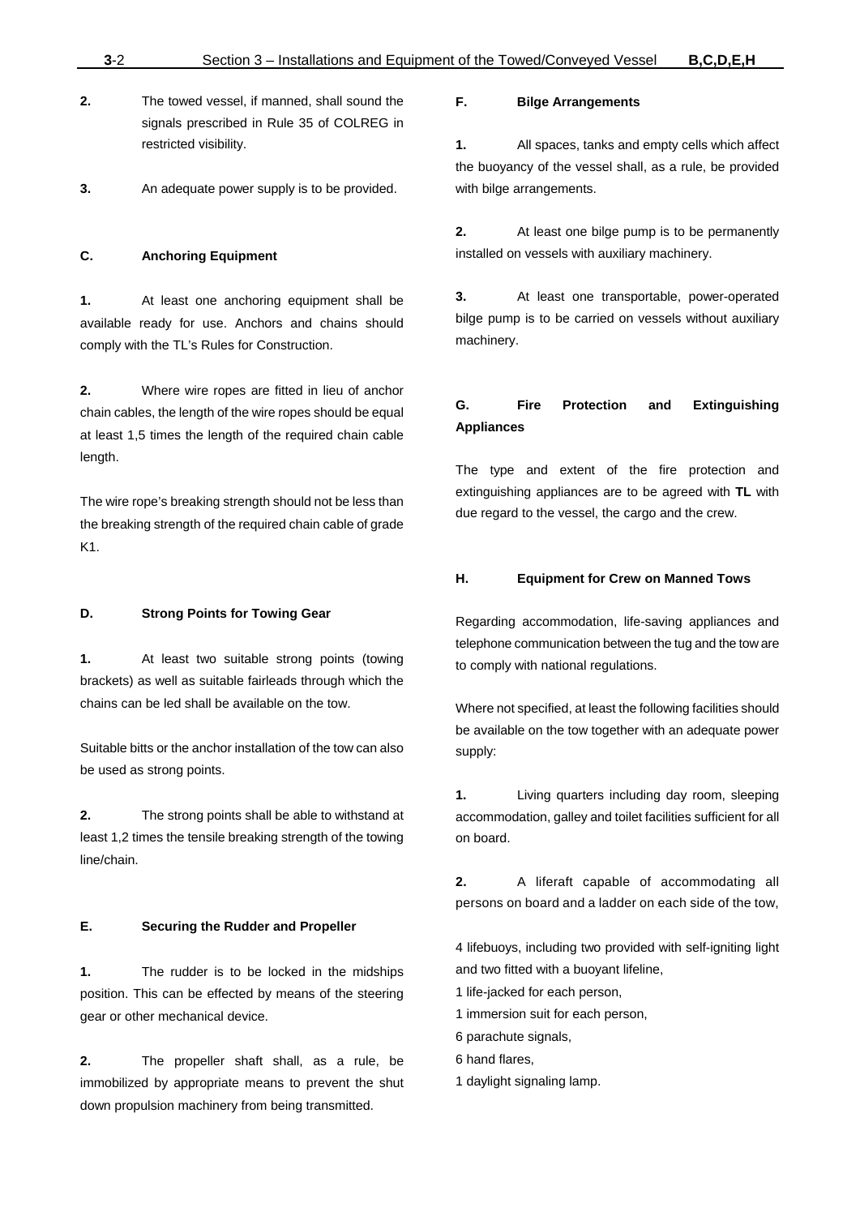**2.** The towed vessel, if manned, shall sound the signals prescribed in Rule 35 of COLREG in restricted visibility.

**3.** An adequate power supply is to be provided.

## C. Anchoring Equipment

**1.** At least one anchoring equipment shall be available ready for use. Anchors and chains should comply with the TL's Rules for Construction.

**2.** Where wire ropes are fitted in lieu of anchor chain cables, the length of the wire ropes should be equal at least 1,5 times the length of the required chain cable length.

The wire rope's breaking strength should not be less than the breaking strength of the required chain cable of grade K1.

## D. Strong Points for Towing Gear

**1.** At least two suitable strong points (towing brackets) as well as suitable fairleads through which the chains can be led shall be available on the tow.

Suitable bitts or the anchor installation of the tow can also be used as strong points.

**2.** The strong points shall be able to withstand at least 1,2 times the tensile breaking strength of the towing line/chain.

## E. Securing the Rudder and Propeller

**1.** The rudder is to be locked in the midships position. This can be effected by means of the steering gear or other mechanical device.

**2.** The propeller shaft shall, as a rule, be immobilized by appropriate means to prevent the shut down propulsion machinery from being transmitted.

## F. Bilge Arrangements

**1.** All spaces, tanks and empty cells which affect the buoyancy of the vessel shall, as a rule, be provided with bilge arrangements.

**2.** At least one bilge pump is to be permanently installed on vessels with auxiliary machinery.

**3.** At least one transportable, power-operated bilge pump is to be carried on vessels without auxiliary machinery.

## G. Fire Protection and Extinguishing Appliances

The type and extent of the fire protection and extinguishing appliances are to be agreed with **TL** with due regard to the vessel, the cargo and the crew.

## H. Equipment for Crew on Manned Tows

Regarding accommodation, life-saving appliances and telephone communication between the tug and the tow are to comply with national regulations.

Where not specified, at least the following facilities should be available on the tow together with an adequate power supply:

**1.** Living quarters including day room, sleeping accommodation, galley and toilet facilities sufficient for all on board.

**2.** A liferaft capable of accommodating all persons on board and a ladder on each side of the tow,

4 lifebuoys, including two provided with self-igniting light and two fitted with a buoyant lifeline,

1 life-jacked for each person,

1 immersion suit for each person,

6 parachute signals,

6 hand flares,

1 daylight signaling lamp.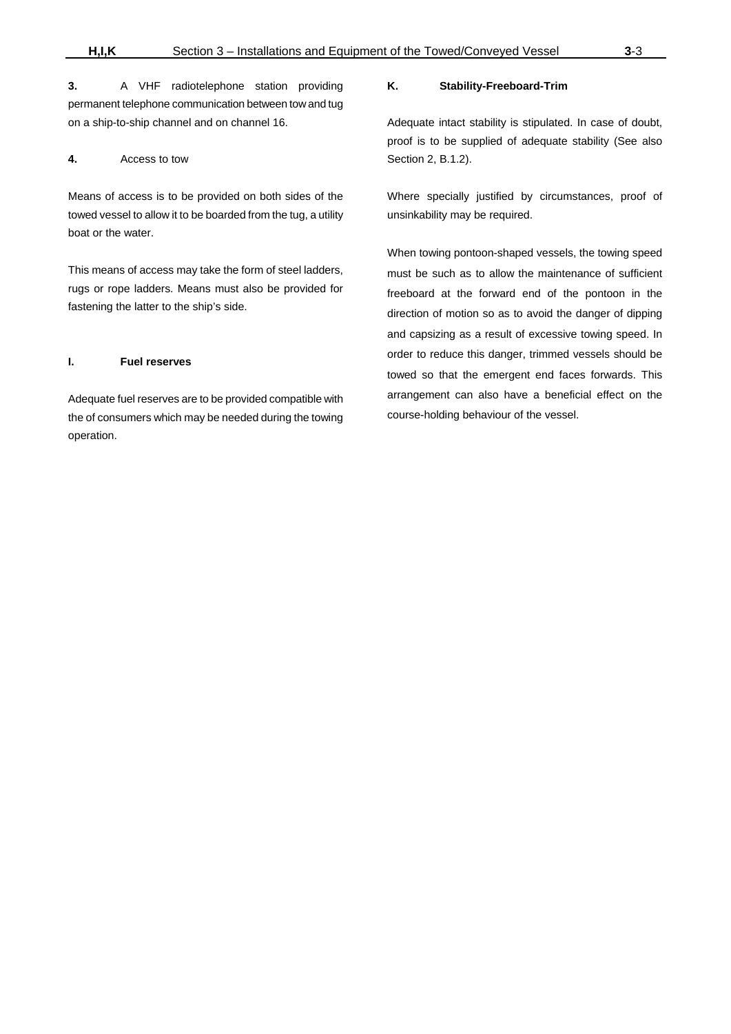**3.** A VHF radiotelephone station providing permanent telephone communication between tow and tug on a ship-to-ship channel and on channel 16.

**4.** Access to tow

Means of access is to be provided on both sides of the towed vessel to allow it to be boarded from the tug, a utility boat or the water.

This means of access may take the form of steel ladders, rugs or rope ladders. Means must also be provided for fastening the latter to the ship's side.

## I. Fuel reserves

Adequate fuel reserves are to be provided compatible with the of consumers which may be needed during the towing operation.

## K. Stability-Freeboard-Trim

Adequate intact stability is stipulated. In case of doubt, proof is to be supplied of adequate stability (See also Section 2, B.1.2).

Where specially justified by circumstances, proof of unsinkability may be required.

When towing pontoon-shaped vessels, the towing speed must be such as to allow the maintenance of sufficient freeboard at the forward end of the pontoon in the direction of motion so as to avoid the danger of dipping and capsizing as a result of excessive towing speed. In order to reduce this danger, trimmed vessels should be towed so that the emergent end faces forwards. This arrangement can also have a beneficial effect on the course-holding behaviour of the vessel.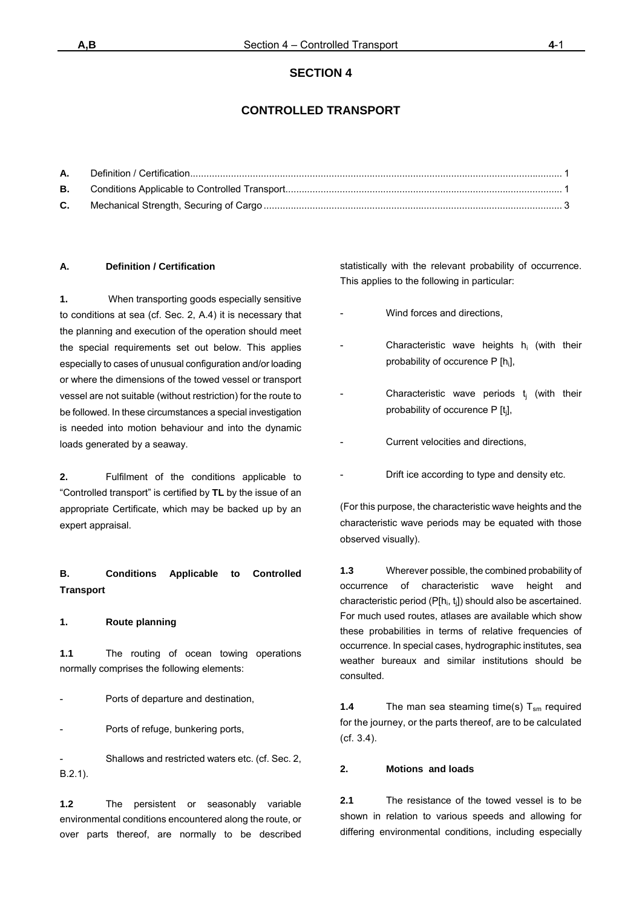# SECTION 4

## CONTROLLED TRANSPORT

| | | |
|---|---|---|
| **A.** | Definition / Certification | 1 |
| **B.** | Conditions Applicable to Controlled Transport | 1 |
| **C.** | Mechanical Strength, Securing of Cargo | 3 |

### A. Definition / Certification

**1.** When transporting goods especially sensitive to conditions at sea (cf. Sec. 2, A.4) it is necessary that the planning and execution of the operation should meet the special requirements set out below. This applies especially to cases of unusual configuration and/or loading or where the dimensions of the towed vessel or transport vessel are not suitable (without restriction) for the route to be followed. In these circumstances a special investigation is needed into motion behaviour and into the dynamic loads generated by a seaway.

**2.** Fulfilment of the conditions applicable to "Controlled transport" is certified by **TL** by the issue of an appropriate Certificate, which may be backed up by an expert appraisal.

### B. Conditions Applicable to Controlled Transport

**1. Route planning**

**1.1** The routing of ocean towing operations normally comprises the following elements:

- Ports of departure and destination,
- Ports of refuge, bunkering ports,
- Shallows and restricted waters etc. (cf. Sec. 2, B.2.1).

**1.2** The persistent or seasonably variable environmental conditions encountered along the route, or over parts thereof, are normally to be described statistically with the relevant probability of occurrence. This applies to the following in particular:

- Wind forces and directions,
- Characteristic wave heights $h_i$ (with their probability of occurence P [$h_i$],
- Characteristic wave periods $t_j$ (with their probability of occurence P [$t_j$],
- Current velocities and directions,
- Drift ice according to type and density etc.

(For this purpose, the characteristic wave heights and the characteristic wave periods may be equated with those observed visually).

**1.3** Wherever possible, the combined probability of occurrence of characteristic wave height and characteristic period (P[$h_i$, $t_j$]) should also be ascertained. For much used routes, atlases are available which show these probabilities in terms of relative frequencies of occurrence. In special cases, hydrographic institutes, sea weather bureaux and similar institutions should be consulted.

**1.4** The man sea steaming time(s) $T_{sm}$ required for the journey, or the parts thereof, are to be calculated (cf. 3.4).

**2. Motions and loads**

**2.1** The resistance of the towed vessel is to be shown in relation to various speeds and allowing for differing environmental conditions, including especially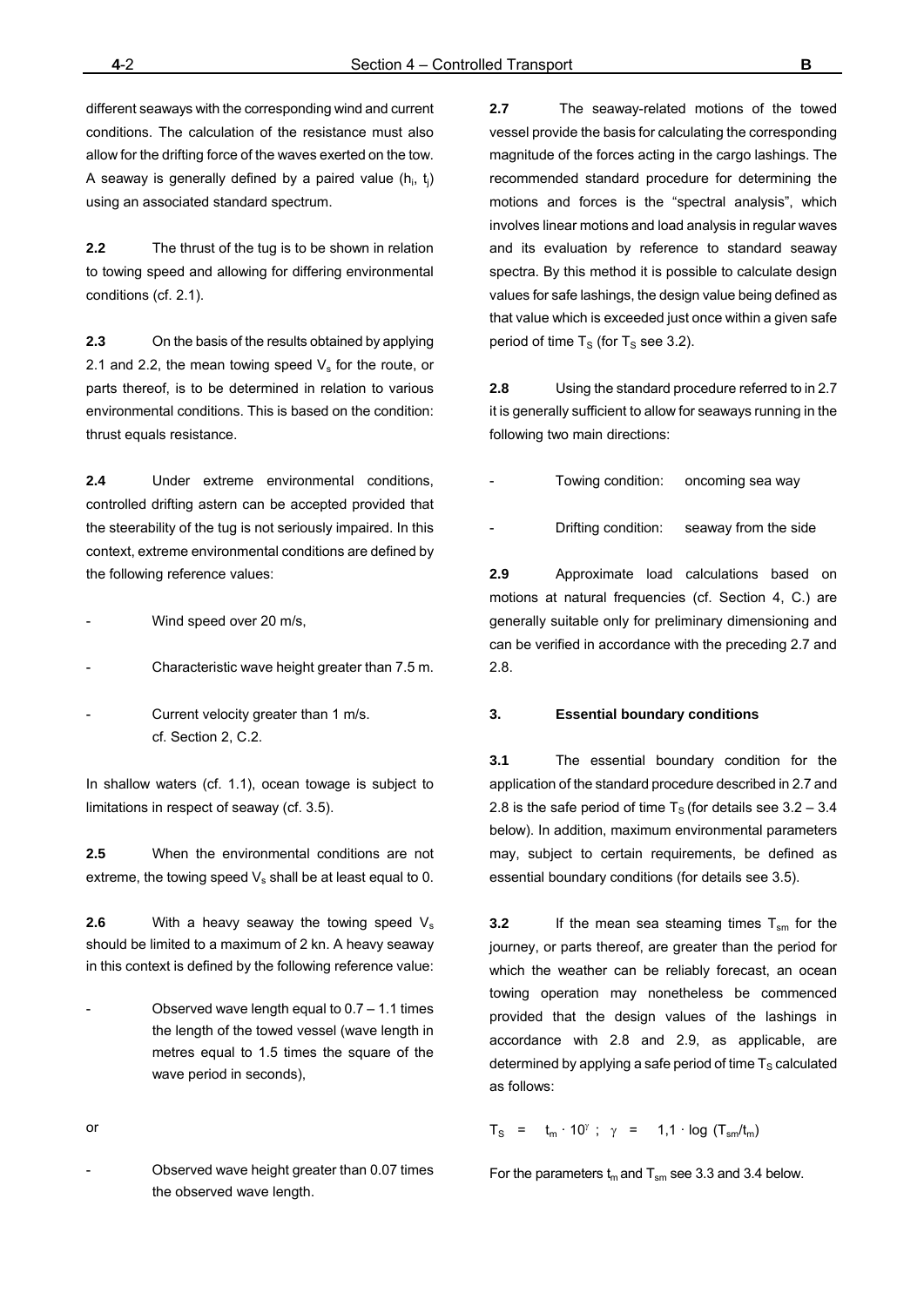different seaways with the corresponding wind and current conditions. The calculation of the resistance must also allow for the drifting force of the waves exerted on the tow. A seaway is generally defined by a paired value ($h_i$, $t_j$) using an associated standard spectrum.

**2.2** The thrust of the tug is to be shown in relation to towing speed and allowing for differing environmental conditions (cf. 2.1).

**2.3** On the basis of the results obtained by applying 2.1 and 2.2, the mean towing speed $V_s$ for the route, or parts thereof, is to be determined in relation to various environmental conditions. This is based on the condition: thrust equals resistance.

**2.4** Under extreme environmental conditions, controlled drifting astern can be accepted provided that the steerability of the tug is not seriously impaired. In this context, extreme environmental conditions are defined by the following reference values:

- Wind speed over 20 m/s,
- Characteristic wave height greater than 7.5 m.
- Current velocity greater than 1 m/s. cf. Section 2, C.2.

In shallow waters (cf. 1.1), ocean towage is subject to limitations in respect of seaway (cf. 3.5).

**2.5** When the environmental conditions are not extreme, the towing speed $V_s$ shall be at least equal to 0.

**2.6** With a heavy seaway the towing speed $V_s$ should be limited to a maximum of 2 kn. A heavy seaway in this context is defined by the following reference value:

- Observed wave length equal to 0.7 – 1.1 times the length of the towed vessel (wave length in metres equal to 1.5 times the square of the wave period in seconds),

or

- Observed wave height greater than 0.07 times the observed wave length.

**2.7** The seaway-related motions of the towed vessel provide the basis for calculating the corresponding magnitude of the forces acting in the cargo lashings. The recommended standard procedure for determining the motions and forces is the "spectral analysis", which involves linear motions and load analysis in regular waves and its evaluation by reference to standard seaway spectra. By this method it is possible to calculate design values for safe lashings, the design value being defined as that value which is exceeded just once within a given safe period of time $T_S$ (for $T_S$ see 3.2).

**2.8** Using the standard procedure referred to in 2.7 it is generally sufficient to allow for seaways running in the following two main directions:

- Towing condition: oncoming sea way
- Drifting condition: seaway from the side

**2.9** Approximate load calculations based on motions at natural frequencies (cf. Section 4, C.) are generally suitable only for preliminary dimensioning and can be verified in accordance with the preceding 2.7 and 2.8.

### 3. Essential boundary conditions

**3.1** The essential boundary condition for the application of the standard procedure described in 2.7 and 2.8 is the safe period of time $T_S$ (for details see 3.2 – 3.4 below). In addition, maximum environmental parameters may, subject to certain requirements, be defined as essential boundary conditions (for details see 3.5).

**3.2** If the mean sea steaming times $T_{sm}$ for the journey, or parts thereof, are greater than the period for which the weather can be reliably forecast, an ocean towing operation may nonetheless be commenced provided that the design values of the lashings in accordance with 2.8 and 2.9, as applicable, are determined by applying a safe period of time $T_S$ calculated as follows:

$$T_S = t_m \cdot 10^{\gamma} \; ; \; \gamma = 1{,}1 \cdot \log\left(T_{sm}/t_m\right)$$

For the parameters $t_m$ and $T_{sm}$ see 3.3 and 3.4 below.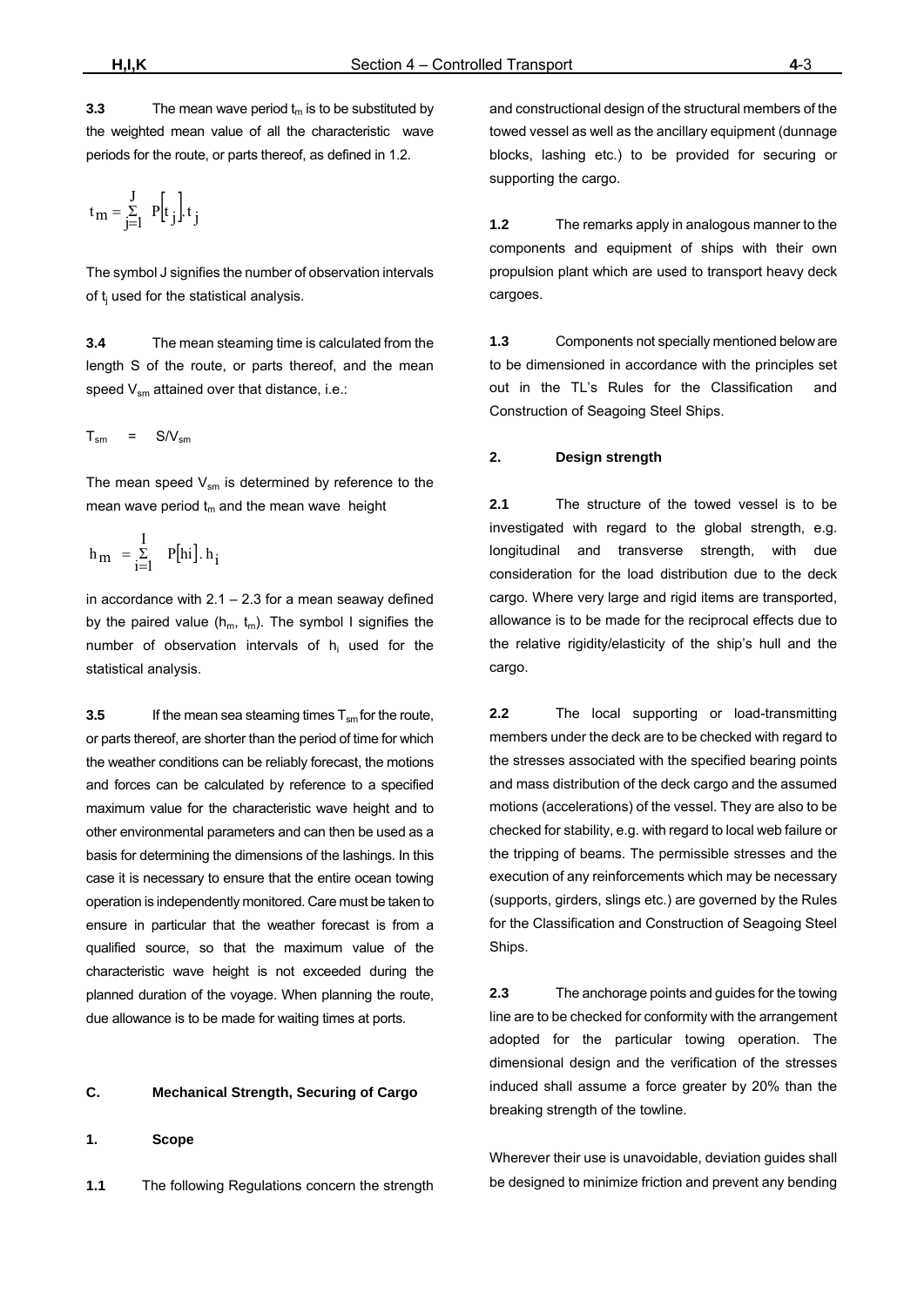**3.3** The mean wave period $t_m$ is to be substituted by the weighted mean value of all the characteristic wave periods for the route, or parts thereof, as defined in 1.2.

$$t_m = \sum_{j=1}^{J} P\left[t_j\right] . t_j$$

The symbol J signifies the number of observation intervals of $t_j$ used for the statistical analysis.

**3.4** The mean steaming time is calculated from the length S of the route, or parts thereof, and the mean speed $V_{sm}$ attained over that distance, i.e.:

$$T_{sm} = S/V_{sm}$$

The mean speed $V_{sm}$ is determined by reference to the mean wave period $t_m$ and the mean wave height

$$h_m = \sum_{i=1}^{I} P\left[hi\right] . h_i$$

in accordance with 2.1 – 2.3 for a mean seaway defined by the paired value ($h_m$, $t_m$). The symbol I signifies the number of observation intervals of $h_i$ used for the statistical analysis.

**3.5** If the mean sea steaming times $T_{sm}$ for the route, or parts thereof, are shorter than the period of time for which the weather conditions can be reliably forecast, the motions and forces can be calculated by reference to a specified maximum value for the characteristic wave height and to other environmental parameters and can then be used as a basis for determining the dimensions of the lashings. In this case it is necessary to ensure that the entire ocean towing operation is independently monitored. Care must be taken to ensure in particular that the weather forecast is from a qualified source, so that the maximum value of the characteristic wave height is not exceeded during the planned duration of the voyage. When planning the route, due allowance is to be made for waiting times at ports.

## C. Mechanical Strength, Securing of Cargo

### 1. Scope

**1.1** The following Regulations concern the strength and constructional design of the structural members of the towed vessel as well as the ancillary equipment (dunnage blocks, lashing etc.) to be provided for securing or supporting the cargo.

**1.2** The remarks apply in analogous manner to the components and equipment of ships with their own propulsion plant which are used to transport heavy deck cargoes.

**1.3** Components not specially mentioned below are to be dimensioned in accordance with the principles set out in the TL's Rules for the Classification and Construction of Seagoing Steel Ships.

### 2. Design strength

**2.1** The structure of the towed vessel is to be investigated with regard to the global strength, e.g. longitudinal and transverse strength, with due consideration for the load distribution due to the deck cargo. Where very large and rigid items are transported, allowance is to be made for the reciprocal effects due to the relative rigidity/elasticity of the ship's hull and the cargo.

**2.2** The local supporting or load-transmitting members under the deck are to be checked with regard to the stresses associated with the specified bearing points and mass distribution of the deck cargo and the assumed motions (accelerations) of the vessel. They are also to be checked for stability, e.g. with regard to local web failure or the tripping of beams. The permissible stresses and the execution of any reinforcements which may be necessary (supports, girders, slings etc.) are governed by the Rules for the Classification and Construction of Seagoing Steel Ships.

**2.3** The anchorage points and guides for the towing line are to be checked for conformity with the arrangement adopted for the particular towing operation. The dimensional design and the verification of the stresses induced shall assume a force greater by 20% than the breaking strength of the towline.

Wherever their use is unavoidable, deviation guides shall be designed to minimize friction and prevent any bending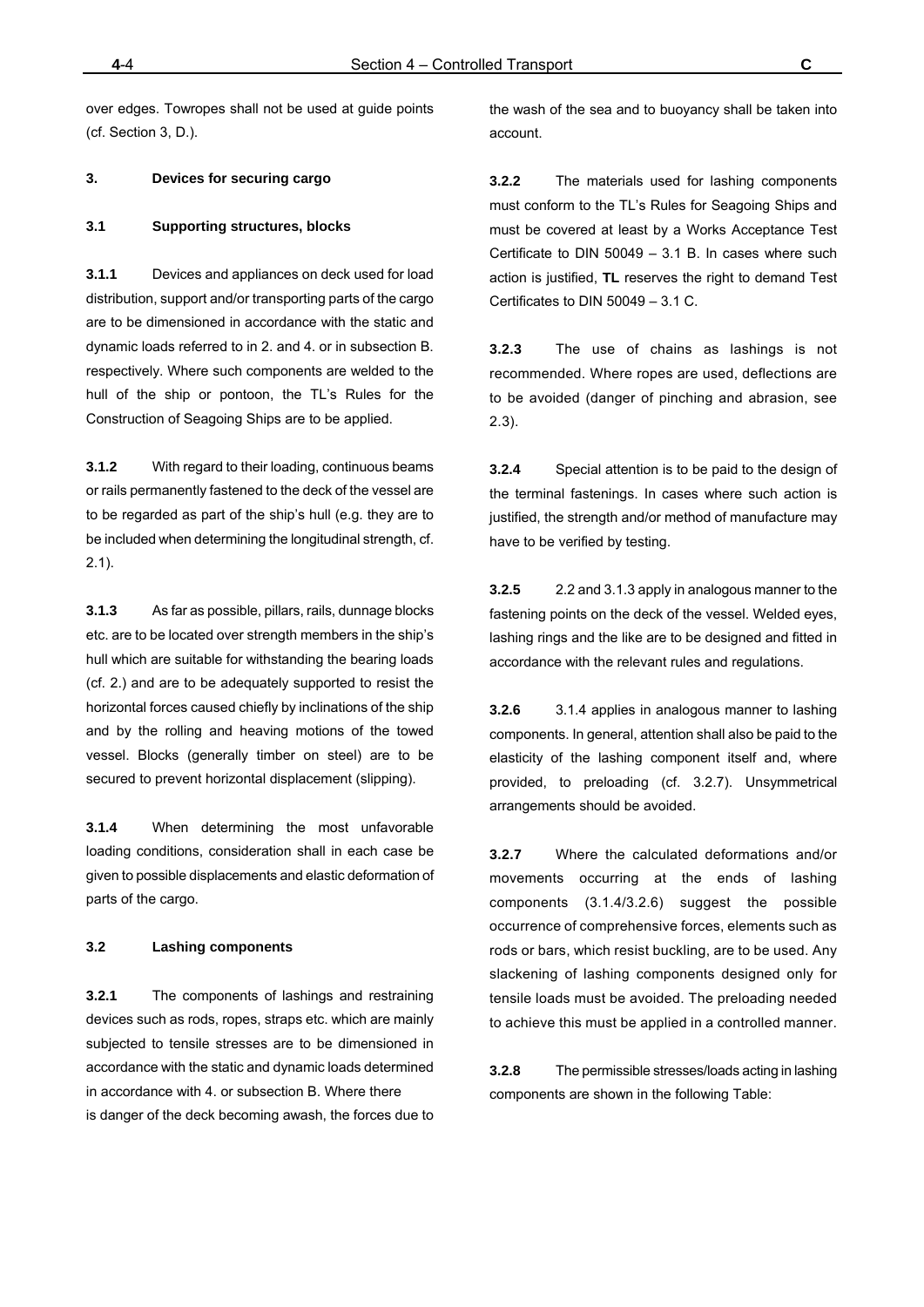over edges. Towropes shall not be used at guide points (cf. Section 3, D.).

### 3. Devices for securing cargo

#### 3.1 Supporting structures, blocks

**3.1.1** Devices and appliances on deck used for load distribution, support and/or transporting parts of the cargo are to be dimensioned in accordance with the static and dynamic loads referred to in 2. and 4. or in subsection B. respectively. Where such components are welded to the hull of the ship or pontoon, the TL's Rules for the Construction of Seagoing Ships are to be applied.

**3.1.2** With regard to their loading, continuous beams or rails permanently fastened to the deck of the vessel are to be regarded as part of the ship's hull (e.g. they are to be included when determining the longitudinal strength, cf. 2.1).

**3.1.3** As far as possible, pillars, rails, dunnage blocks etc. are to be located over strength members in the ship's hull which are suitable for withstanding the bearing loads (cf. 2.) and are to be adequately supported to resist the horizontal forces caused chiefly by inclinations of the ship and by the rolling and heaving motions of the towed vessel. Blocks (generally timber on steel) are to be secured to prevent horizontal displacement (slipping).

**3.1.4** When determining the most unfavorable loading conditions, consideration shall in each case be given to possible displacements and elastic deformation of parts of the cargo.

#### 3.2 Lashing components

**3.2.1** The components of lashings and restraining devices such as rods, ropes, straps etc. which are mainly subjected to tensile stresses are to be dimensioned in accordance with the static and dynamic loads determined in accordance with 4. or subsection B. Where there is danger of the deck becoming awash, the forces due to the wash of the sea and to buoyancy shall be taken into account.

**3.2.2** The materials used for lashing components must conform to the TL's Rules for Seagoing Ships and must be covered at least by a Works Acceptance Test Certificate to DIN 50049 – 3.1 B. In cases where such action is justified, **TL** reserves the right to demand Test Certificates to DIN 50049 – 3.1 C.

**3.2.3** The use of chains as lashings is not recommended. Where ropes are used, deflections are to be avoided (danger of pinching and abrasion, see 2.3).

**3.2.4** Special attention is to be paid to the design of the terminal fastenings. In cases where such action is justified, the strength and/or method of manufacture may have to be verified by testing.

**3.2.5** 2.2 and 3.1.3 apply in analogous manner to the fastening points on the deck of the vessel. Welded eyes, lashing rings and the like are to be designed and fitted in accordance with the relevant rules and regulations.

**3.2.6** 3.1.4 applies in analogous manner to lashing components. In general, attention shall also be paid to the elasticity of the lashing component itself and, where provided, to preloading (cf. 3.2.7). Unsymmetrical arrangements should be avoided.

**3.2.7** Where the calculated deformations and/or movements occurring at the ends of lashing components (3.1.4/3.2.6) suggest the possible occurrence of comprehensive forces, elements such as rods or bars, which resist buckling, are to be used. Any slackening of lashing components designed only for tensile loads must be avoided. The preloading needed to achieve this must be applied in a controlled manner.

**3.2.8** The permissible stresses/loads acting in lashing components are shown in the following Table: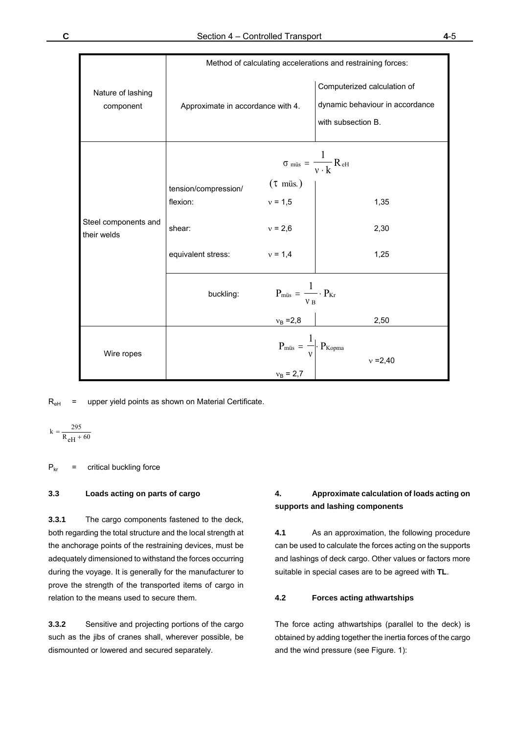| Nature of lashing component | Method of calculating accelerations and restraining forces: | | |
|---|---|---|---|
| | Approximate in accordance with 4. | | Computerized calculation of dynamic behaviour in accordance with subsection B. |
| Steel components and their welds | | $\sigma_{\text{müs}} = \dfrac{1}{\nu \cdot k} R_{eH}$ ($\tau$ müs.) | |
| | tension/compression/ flexion: | $\nu$ = 1,5 | 1,35 |
| | shear: | $\nu$ = 2,6 | 2,30 |
| | equivalent stress: | $\nu$ = 1,4 | 1,25 |
| | buckling: | $P_{\text{müs}} = \dfrac{1}{\nu_B} \cdot P_{Kr}$ | |
| | | $\nu_B$ =2,8 | 2,50 |
| Wire ropes | | $P_{\text{müs}} = \dfrac{1}{\nu} \cdot P_{Kopma}$ | $\nu$ =2,40 |
| | | $\nu_B$ = 2,7 | |

$R_{eH}$ = upper yield points as shown on Material Certificate.

$$k = \frac{295}{R_{eH} + 60}$$

$P_{kr}$ = critical buckling force

### 3.3 Loads acting on parts of cargo

**3.3.1** The cargo components fastened to the deck, both regarding the total structure and the local strength at the anchorage points of the restraining devices, must be adequately dimensioned to withstand the forces occurring during the voyage. It is generally for the manufacturer to prove the strength of the transported items of cargo in relation to the means used to secure them.

**3.3.2** Sensitive and projecting portions of the cargo such as the jibs of cranes shall, wherever possible, be dismounted or lowered and secured separately.

## 4. Approximate calculation of loads acting on supports and lashing components

**4.1** As an approximation, the following procedure can be used to calculate the forces acting on the supports and lashings of deck cargo. Other values or factors more suitable in special cases are to be agreed with **TL**.

### 4.2 Forces acting athwartships

The force acting athwartships (parallel to the deck) is obtained by adding together the inertia forces of the cargo and the wind pressure (see Figure. 1):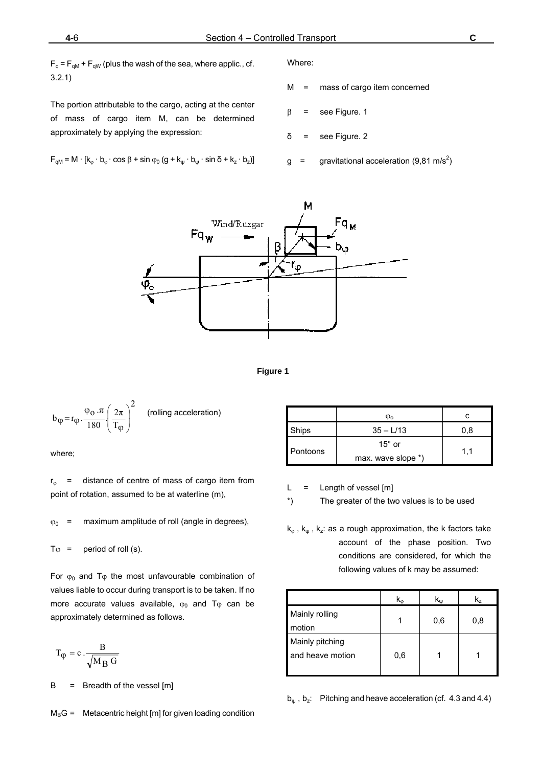$F_q = F_{qM} + F_{qW}$ (plus the wash of the sea, where applic., cf. 3.2.1)

The portion attributable to the cargo, acting at the center of mass of cargo item M, can be determined approximately by applying the expression:

$$F_{qM} = M \cdot [k_\varphi \cdot b_\varphi \cdot \cos\beta + \sin\varphi_0 (g + k_\psi \cdot b_\psi \cdot \sin\delta + k_z \cdot b_z)]$$

Where:

M = mass of cargo item concerned

$\beta$ = see Figure. 1

$\delta$ = see Figure. 2

g = gravitational acceleration (9,81 m/s²)

Figure 1

$$b_\varphi = r_\varphi \cdot \frac{\varphi_0 \cdot \pi}{180} \cdot \left(\frac{2\pi}{T_\varphi}\right)^2 \quad \text{(rolling acceleration)}$$

where;

$r_\varphi$ = distance of centre of mass of cargo item from point of rotation, assumed to be at waterline (m),

$\varphi_0$ = maximum amplitude of roll (angle in degrees),

$T\varphi$ = period of roll (s).

For $\varphi_0$ and $T\varphi$ the most unfavourable combination of values liable to occur during transport is to be taken. If no more accurate values available, $\varphi_0$ and $T\varphi$ can be approximately determined as follows.

$$T_\varphi = c \cdot \frac{B}{\sqrt{M_B G}}$$

B = Breadth of the vessel [m]

$M_BG$ = Metacentric height [m] for given loading condition

| | $\varphi_o$ | c |
|---|---|---|
| Ships | 35 – L/13 | 0,8 |
| Pontoons | 15° or max. wave slope *) | 1,1 |

L = Length of vessel [m]

*) The greater of the two values is to be used

$k_\varphi$, $k_\psi$, $k_z$: as a rough approximation, the k factors take account of the phase position. Two conditions are considered, for which the following values of k may be assumed:

| | $k_\varphi$ | $k_\psi$ | $k_z$ |
|---|---|---|---|
| Mainly rolling motion | 1 | 0,6 | 0,8 |
| Mainly pitching and heave motion | 0,6 | 1 | 1 |

$b_\psi$, $b_z$: Pitching and heave acceleration (cf. 4.3 and 4.4)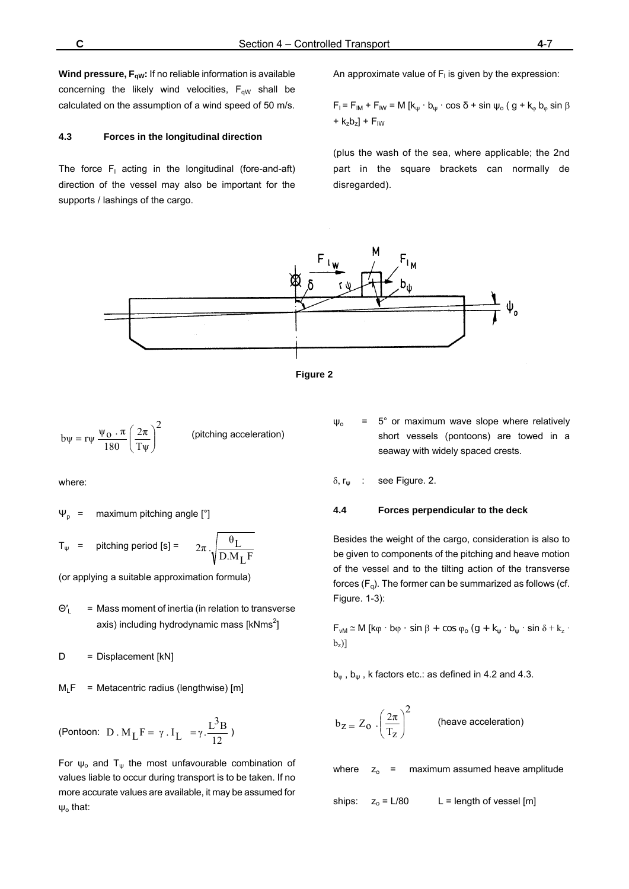**Wind pressure, $F_{qW}$:** If no reliable information is available concerning the likely wind velocities, $F_{qW}$ shall be calculated on the assumption of a wind speed of 50 m/s.

### 4.3 Forces in the longitudinal direction

The force $F_l$ acting in the longitudinal (fore-and-aft) direction of the vessel may also be important for the supports / lashings of the cargo.

An approximate value of $F_l$ is given by the expression:

$$F_l = F_{lM} + F_{lW} = M\,[k_\psi \cdot b_\psi \cdot \cos\delta + \sin\psi_o\,(g + k_\varphi\, b_\varphi \sin\beta + k_z b_z] + F_{lW}$$

(plus the wash of the sea, where applicable; the 2nd part in the square brackets can normally de disregarded).

Figure 2

$$b\psi = r\psi\,\frac{\psi_o \cdot \pi}{180}\left(\frac{2\pi}{T\psi}\right)^2 \qquad \text{(pitching acceleration)}$$

where:

$\Psi_p$ = maximum pitching angle [°]

$T_\psi$ = pitching period [s] = $2\pi \cdot \sqrt{\dfrac{\theta_L}{D.M_L F}}$

(or applying a suitable approximation formula)

$\Theta'_L$ = Mass moment of inertia (in relation to transverse axis) including hydrodynamic mass [kNms$^2$]

D = Displacement [kN]

$M_L F$ = Metacentric radius (lengthwise) [m]

(Pontoon: $D\,.\,M_L F = \gamma\,.\,I_L = \gamma . \dfrac{L^3 B}{12}$ )

For $\psi_o$ and $T_\psi$ the most unfavourable combination of values liable to occur during transport is to be taken. If no more accurate values are available, it may be assumed for $\psi_o$ that:

$\psi_o$ = 5° or maximum wave slope where relatively short vessels (pontoons) are towed in a seaway with widely spaced crests.

$\delta, r_\psi$ : see Figure. 2.

### 4.4 Forces perpendicular to the deck

Besides the weight of the cargo, consideration is also to be given to components of the pitching and heave motion of the vessel and to the tilting action of the transverse forces ($F_q$). The former can be summarized as follows (cf. Figure. 1-3):

$$F_{vM} \cong M\,[k\varphi \cdot b\varphi \cdot \sin\beta + \cos\varphi_o\,(g + k_\psi \cdot b_\psi \cdot \sin\delta + k_z \cdot b_z)]$$

$b_\varphi$ , $b_\psi$ , k factors etc.: as defined in 4.2 and 4.3.

$$b_z = Z_o \cdot \left(\frac{2\pi}{T_z}\right)^2 \qquad \text{(heave acceleration)}$$

where $z_o$ = maximum assumed heave amplitude

ships: $z_o = L/80$ L = length of vessel [m]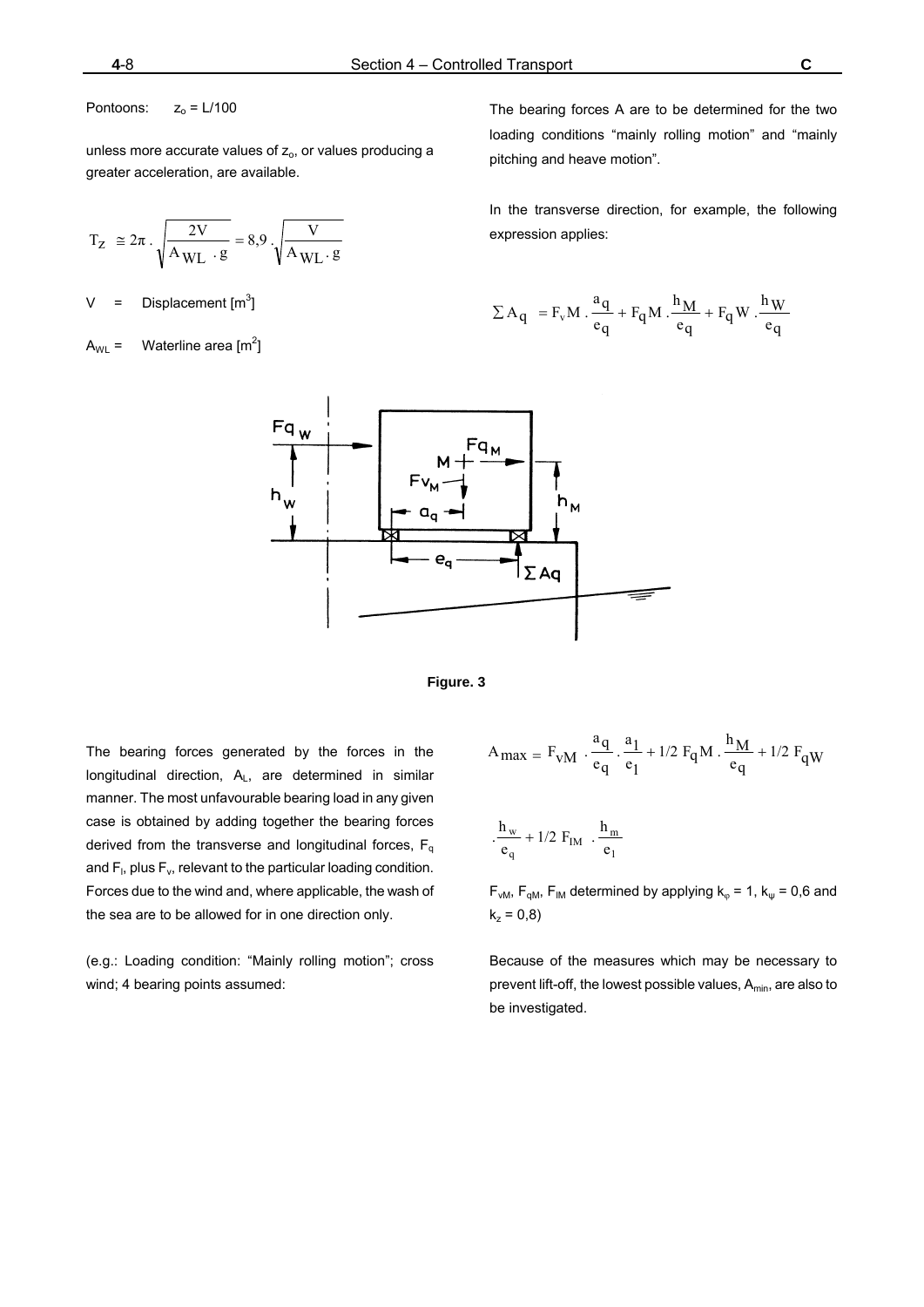Pontoons: $z_o = L/100$

unless more accurate values of $z_o$, or values producing a greater acceleration, are available.

$$T_Z \cong 2\pi \cdot \sqrt{\frac{2V}{A_{WL} \cdot g}} = 8{,}9 \cdot \sqrt{\frac{V}{A_{WL} \cdot g}}$$

$V$ = Displacement [m³]

$A_{WL}$ = Waterline area [m²]

The bearing forces A are to be determined for the two loading conditions "mainly rolling motion" and "mainly pitching and heave motion".

In the transverse direction, for example, the following expression applies:

$$\sum A_q = F_v M \cdot \frac{a_q}{e_q} + F_q M \cdot \frac{h_M}{e_q} + F_q W \cdot \frac{h_W}{e_q}$$

**Figure. 3**

The bearing forces generated by the forces in the longitudinal direction, $A_L$, are determined in similar manner. The most unfavourable bearing load in any given case is obtained by adding together the bearing forces derived from the transverse and longitudinal forces, $F_q$ and $F_l$, plus $F_v$, relevant to the particular loading condition. Forces due to the wind and, where applicable, the wash of the sea are to be allowed for in one direction only.

(e.g.: Loading condition: "Mainly rolling motion"; cross wind; 4 bearing points assumed:

$$A_{max} = F_{vM} \cdot \frac{a_q}{e_q} \cdot \frac{a_1}{e_1} + 1/2\ F_q M \cdot \frac{h_M}{e_q} + 1/2\ F_{qW} \cdot \frac{h_w}{e_q} + 1/2\ F_{lM} \cdot \frac{h_m}{e_1}$$

$F_{vM}$, $F_{qM}$, $F_{lM}$ determined by applying $k_\varphi = 1$, $k_\psi = 0{,}6$ and $k_z = 0{,}8$)

Because of the measures which may be necessary to prevent lift-off, the lowest possible values, $A_{min}$, are also to be investigated.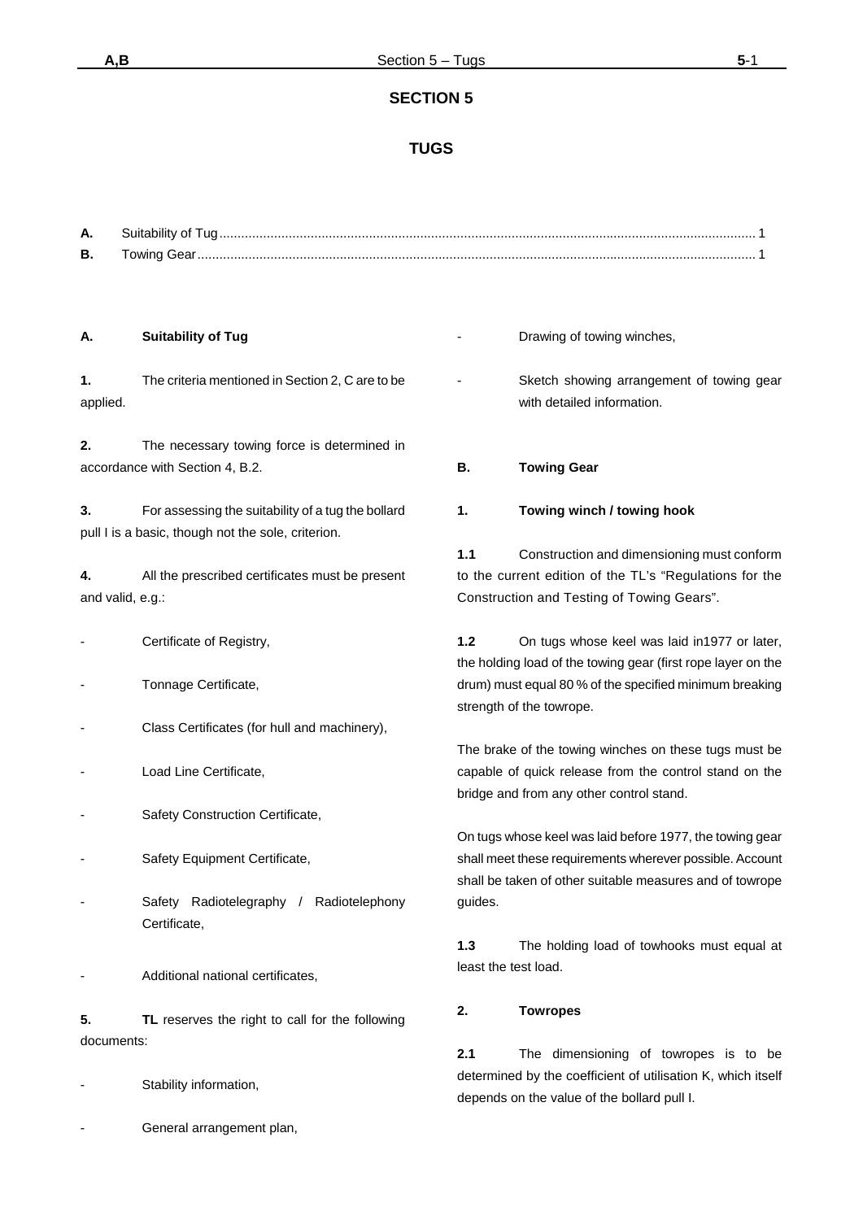# SECTION 5

# TUGS

**A.** Suitability of Tug .......... 1
**B.** Towing Gear .......... 1

## A. Suitability of Tug

**1.** The criteria mentioned in Section 2, C are to be applied.

**2.** The necessary towing force is determined in accordance with Section 4, B.2.

**3.** For assessing the suitability of a tug the bollard pull I is a basic, though not the sole, criterion.

**4.** All the prescribed certificates must be present and valid, e.g.:

- Certificate of Registry,
- Tonnage Certificate,
- Class Certificates (for hull and machinery),
- Load Line Certificate,
- Safety Construction Certificate,
- Safety Equipment Certificate,
- Safety Radiotelegraphy / Radiotelephony Certificate,
- Additional national certificates,

**5.** **TL** reserves the right to call for the following documents:

- Stability information,
- General arrangement plan,
- Drawing of towing winches,
- Sketch showing arrangement of towing gear with detailed information.

## B. Towing Gear

### 1. Towing winch / towing hook

**1.1** Construction and dimensioning must conform to the current edition of the TL's "Regulations for the Construction and Testing of Towing Gears".

**1.2** On tugs whose keel was laid in1977 or later, the holding load of the towing gear (first rope layer on the drum) must equal 80 % of the specified minimum breaking strength of the towrope.

The brake of the towing winches on these tugs must be capable of quick release from the control stand on the bridge and from any other control stand.

On tugs whose keel was laid before 1977, the towing gear shall meet these requirements wherever possible. Account shall be taken of other suitable measures and of towrope guides.

**1.3** The holding load of towhooks must equal at least the test load.

### 2. Towropes

**2.1** The dimensioning of towropes is to be determined by the coefficient of utilisation K, which itself depends on the value of the bollard pull I.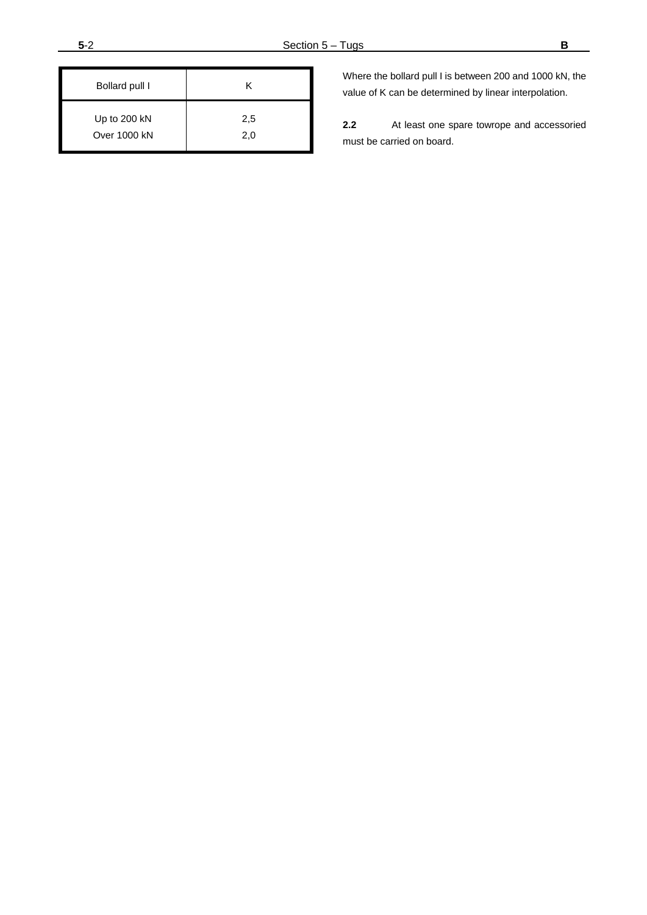| Bollard pull I | K |
|---|---|
| Up to 200 kN<br>Over 1000 kN | 2,5<br>2,0 |

Where the bollard pull I is between 200 and 1000 kN, the value of K can be determined by linear interpolation.

**2.2** At least one spare towrope and accessoried must be carried on board.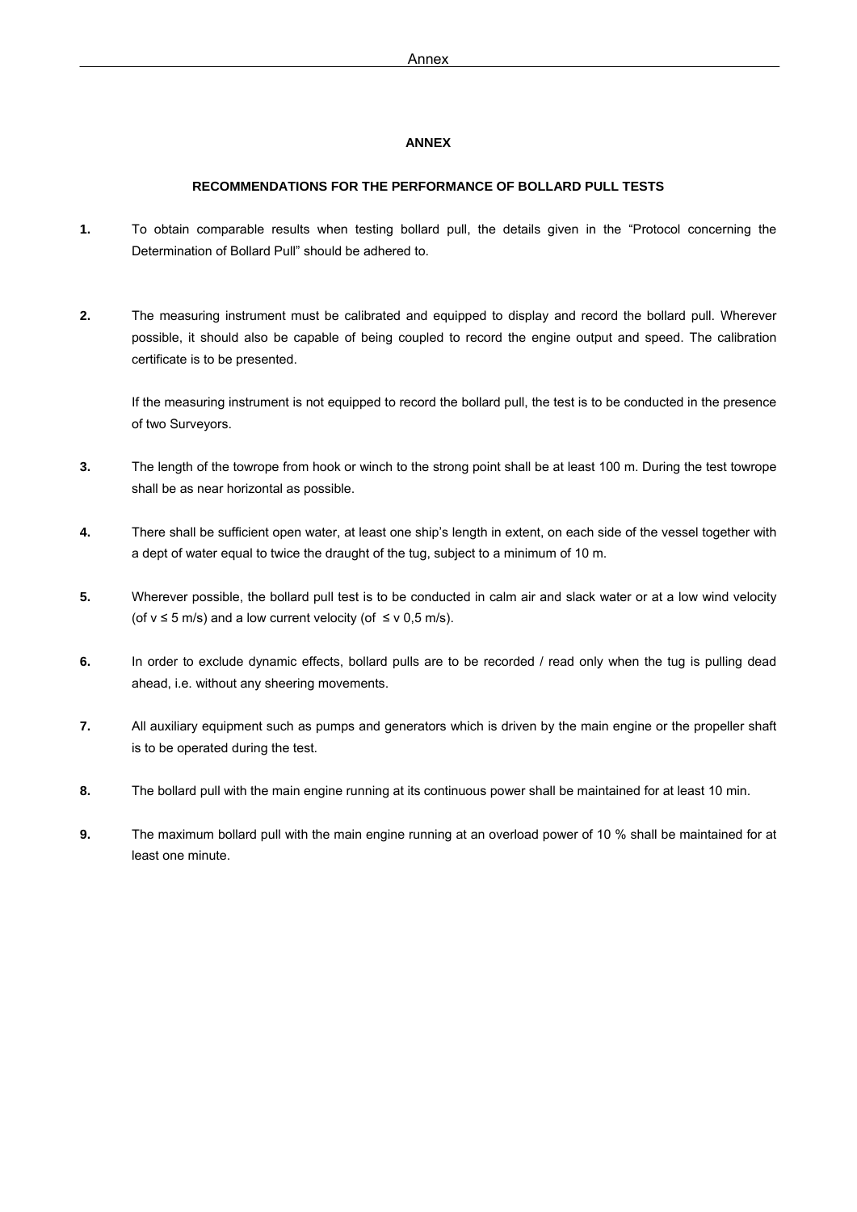# ANNEX

## RECOMMENDATIONS FOR THE PERFORMANCE OF BOLLARD PULL TESTS

**1.** To obtain comparable results when testing bollard pull, the details given in the "Protocol concerning the Determination of Bollard Pull" should be adhered to.

**2.** The measuring instrument must be calibrated and equipped to display and record the bollard pull. Wherever possible, it should also be capable of being coupled to record the engine output and speed. The calibration certificate is to be presented.

If the measuring instrument is not equipped to record the bollard pull, the test is to be conducted in the presence of two Surveyors.

**3.** The length of the towrope from hook or winch to the strong point shall be at least 100 m. During the test towrope shall be as near horizontal as possible.

**4.** There shall be sufficient open water, at least one ship's length in extent, on each side of the vessel together with a dept of water equal to twice the draught of the tug, subject to a minimum of 10 m.

**5.** Wherever possible, the bollard pull test is to be conducted in calm air and slack water or at a low wind velocity (of $v \leq 5$ m/s) and a low current velocity (of $\leq v$ 0,5 m/s).

**6.** In order to exclude dynamic effects, bollard pulls are to be recorded / read only when the tug is pulling dead ahead, i.e. without any sheering movements.

**7.** All auxiliary equipment such as pumps and generators which is driven by the main engine or the propeller shaft is to be operated during the test.

**8.** The bollard pull with the main engine running at its continuous power shall be maintained for at least 10 min.

**9.** The maximum bollard pull with the main engine running at an overload power of 10 % shall be maintained for at least one minute.